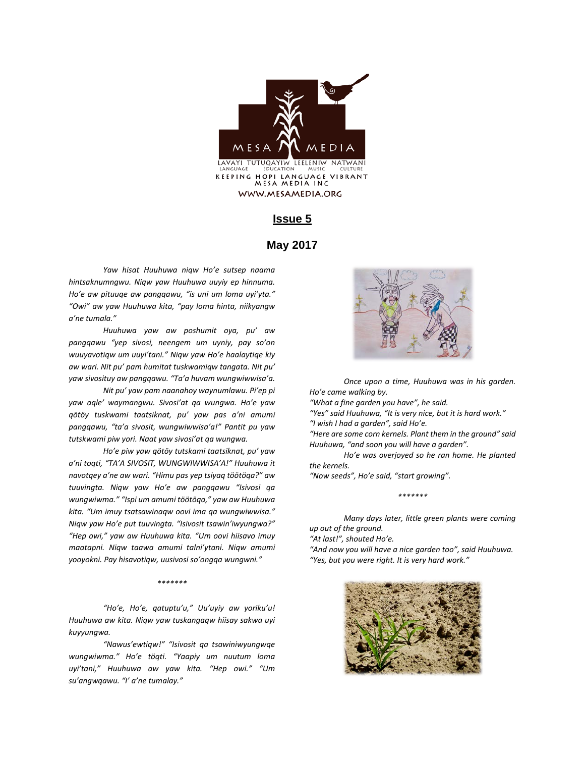MESA MEDIA

LAVAYI TUTUQAYIW LEELENIW NATWANI
LANGUAGE EDUCATION MUSIC CULTURE

KEEPING HOPI LANGUAGE VIBRANT
MESA MEDIA INC

WWW.MESAMEDIA.ORG

## Issue 5

### May 2017

*Yaw hisat Huuhuwa niqw Ho'e sutsep naama hintsaknumngwu. Niqw yaw Huuhuwa uuyiy ep hinnuma. Ho'e aw pituuqe aw pangqawu, "is uni um loma uyi'yta." "Owi" aw yaw Huuhuwa kita, "pay loma hinta, niikyangw a'ne tumala."*

*Huuhuwa yaw aw poshumit oya, pu' aw pangqawu "yep sivosi, neengem um uyniy, pay so'on wuuyavotiqw um uuyi'tani." Niqw yaw Ho'e haalaytiqe kiy aw wari. Nit pu' pam humitat tuskwamiqw tangata. Nit pu' yaw sivosituy aw pangqawu. "Ta'a huvam wungwiwwisa'a.*

*Nit pu' yaw pam naanahoy waynumlawu. Pi'ep pi yaw aqle' waymangwu. Sivosi'at qa wungwa. Ho'e yaw qötöy tuskwami taatsiknat, pu' yaw pas a'ni amumi pangqawu, "ta'a sivosit, wungwiwwisa'a!" Pantit pu yaw tutskwami piw yori. Naat yaw sivosi'at qa wungwa.*

*Ho'e piw yaw qötöy tutskami taatsiknat, pu' yaw a'ni toqti, "TA'A SIVOSIT, WUNGWIWWISA'A!" Huuhuwa it navotqey a'ne aw wari. "Himu pas yep tsiyaq töötöqa?" aw tuuvingta. Niqw yaw Ho'e aw pangqawu "Isivosi qa wungwiwma." "Ispi um amumi töötöqa," yaw aw Huuhuwa kita. "Um imuy tsatsawinaqw oovi ima qa wungwiwwisa." Niqw yaw Ho'e put tuuvingta. "Isivosit tsawin'iwyungwa?" "Hep owi," yaw aw Huuhuwa kita. "Um oovi hiisavo imuy maatapni. Niqw taawa amumi talni'ytani. Niqw amumi yooyokni. Pay hisavotiqw, uusivosi so'ongqa wungwni."*

*******

*"Ho'e, Ho'e, qatuptu'u," Uu'uyiy aw yoriku'u! Huuhuwa aw kita. Niqw yaw tuskangaqw hiisay sakwa uyi kuyyungwa.*

*"Nawus'ewtiqw!" "Isivosit qa tsawiniwyungwqe wungwiwma." Ho'e töqti. "Yaapiy um nuutum loma uyi'tani," Huuhuwa aw yaw kita. "Hep owi." "Um su'angwqawu. "I' a'ne tumalay."*

*Once upon a time, Huuhuwa was in his garden. Ho'e came walking by.*
*"What a fine garden you have", he said.*
*"Yes" said Huuhuwa, "It is very nice, but it is hard work."*
*"I wish I had a garden", said Ho'e.*
*"Here are some corn kernels. Plant them in the ground" said Huuhuwa, "and soon you will have a garden".*

*Ho'e was overjoyed so he ran home. He planted the kernels.*
*"Now seeds", Ho'e said, "start growing".*

*******

*Many days later, little green plants were coming up out of the ground.*
*"At last!", shouted Ho'e.*
*"And now you will have a nice garden too", said Huuhuwa.*
*"Yes, but you were right. It is very hard work."*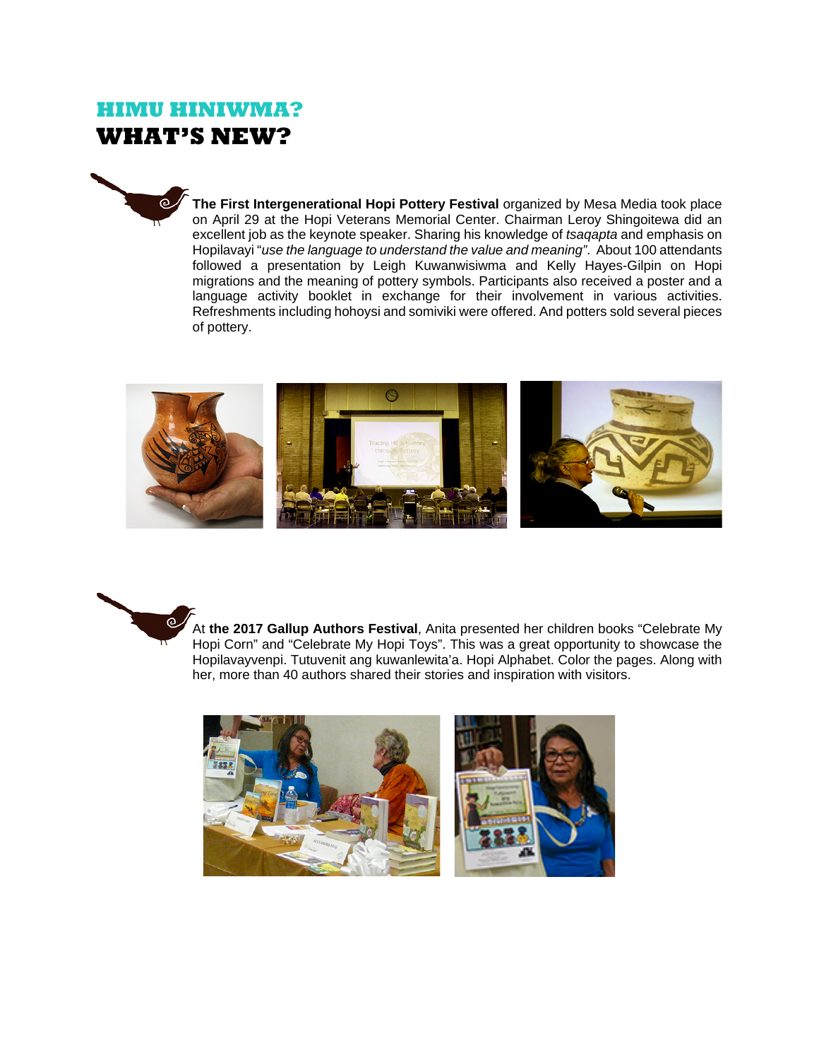# HIMU HINIWMA?

# WHAT'S NEW?

**The First Intergenerational Hopi Pottery Festival** organized by Mesa Media took place on April 29 at the Hopi Veterans Memorial Center. Chairman Leroy Shingoitewa did an excellent job as the keynote speaker. Sharing his knowledge of *tsaqapta* and emphasis on Hopilavayi "*use the language to understand the value and meaning"*. About 100 attendants followed a presentation by Leigh Kuwanwisiwma and Kelly Hayes-Gilpin on Hopi migrations and the meaning of pottery symbols. Participants also received a poster and a language activity booklet in exchange for their involvement in various activities. Refreshments including hohoysi and somiviki were offered. And potters sold several pieces of pottery.

At **the 2017 Gallup Authors Festival**, Anita presented her children books "Celebrate My Hopi Corn" and "Celebrate My Hopi Toys". This was a great opportunity to showcase the Hopilavayvenpi. Tutuvenit ang kuwanlewita'a. Hopi Alphabet. Color the pages. Along with her, more than 40 authors shared their stories and inspiration with visitors.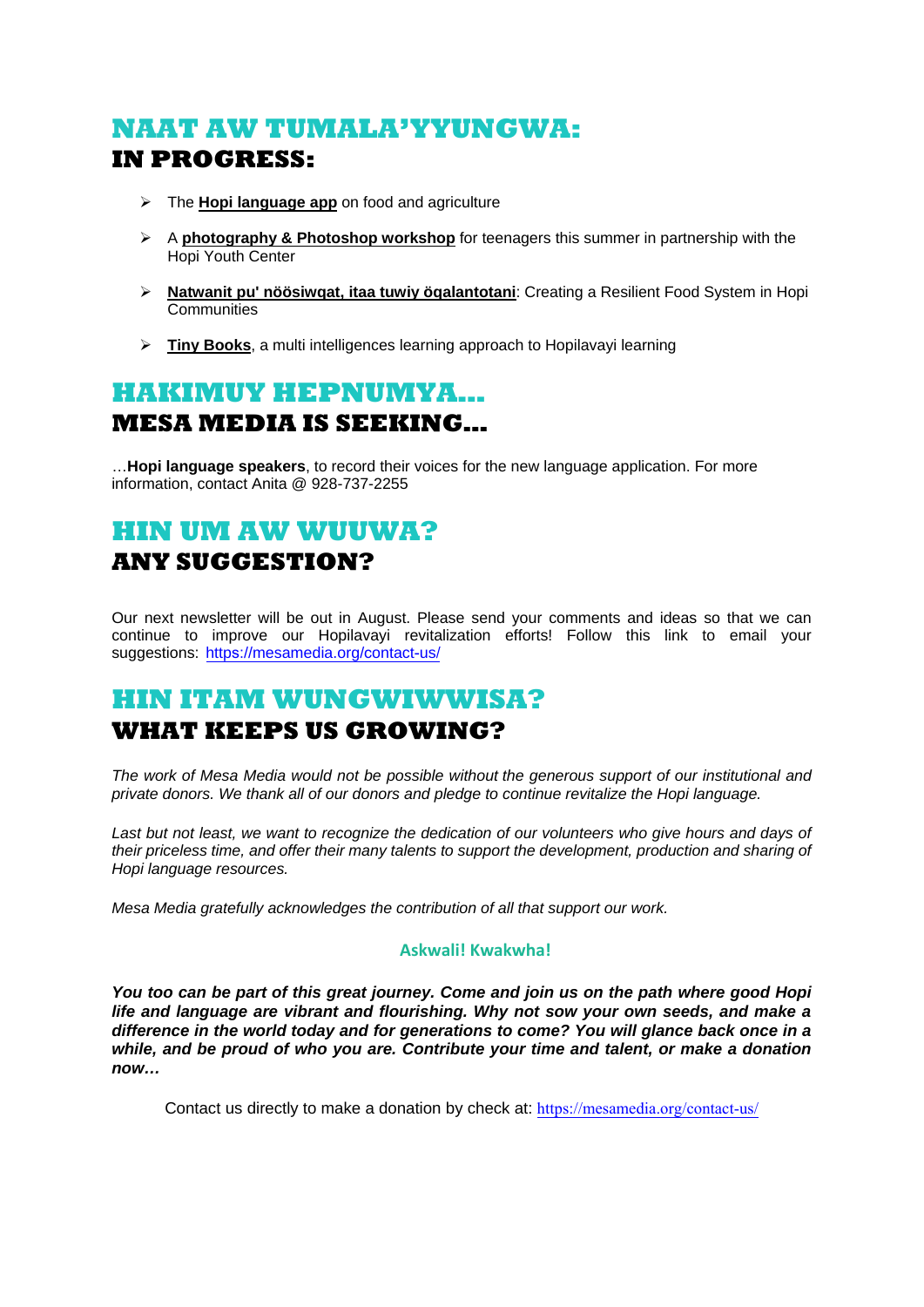## NAAT AW TUMALA'YYUNGWA:
## IN PROGRESS:

- The **Hopi language app** on food and agriculture
- A **photography & Photoshop workshop** for teenagers this summer in partnership with the Hopi Youth Center
- **Natwanit pu' nöösiwqat, itaa tuwiy öqalantotani**: Creating a Resilient Food System in Hopi Communities
- **Tiny Books**, a multi intelligences learning approach to Hopilavayi learning

## HAKIMUY HEPNUMYA…
## MESA MEDIA IS SEEKING…

…**Hopi language speakers**, to record their voices for the new language application. For more information, contact Anita @ 928-737-2255

## HIN UM AW WUUWA?
## ANY SUGGESTION?

Our next newsletter will be out in August. Please send your comments and ideas so that we can continue to improve our Hopilavayi revitalization efforts! Follow this link to email your suggestions: https://mesamedia.org/contact-us/

## HIN ITAM WUNGWIWWISA?
## WHAT KEEPS US GROWING?

*The work of Mesa Media would not be possible without the generous support of our institutional and private donors. We thank all of our donors and pledge to continue revitalize the Hopi language.*

*Last but not least, we want to recognize the dedication of our volunteers who give hours and days of their priceless time, and offer their many talents to support the development, production and sharing of Hopi language resources.*

*Mesa Media gratefully acknowledges the contribution of all that support our work.*

**Askwali! Kwakwha!**

***You too can be part of this great journey. Come and join us on the path where good Hopi life and language are vibrant and flourishing. Why not sow your own seeds, and make a difference in the world today and for generations to come? You will glance back once in a while, and be proud of who you are. Contribute your time and talent, or make a donation now…***

Contact us directly to make a donation by check at: https://mesamedia.org/contact-us/